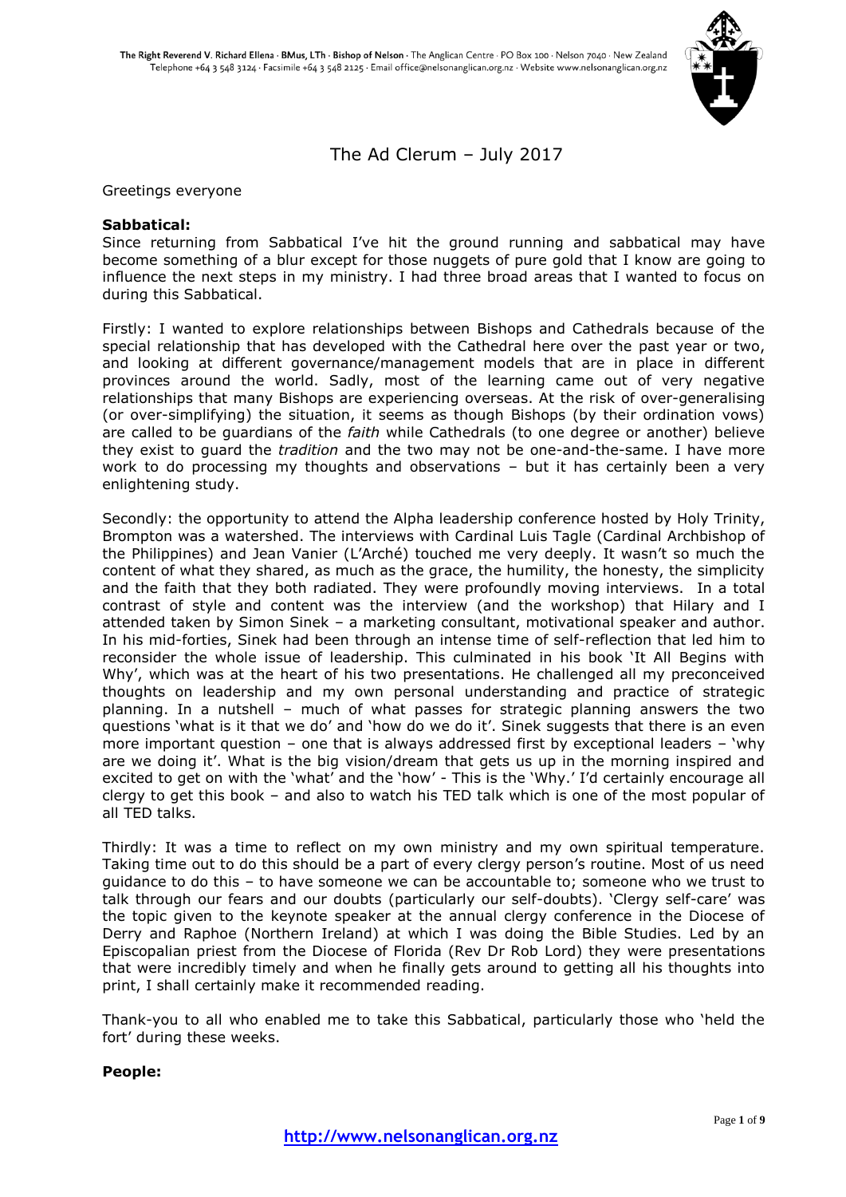The Right Reverend V. Richard Ellena · BMus, LTh · Bishop of Nelson · The Anglican Centre · PO Box 100 · Nelson 7040 · New Zealand
Telephone +64 3 548 3124 · Facsimile +64 3 548 2125 · Email office@nelsonanglican.org.nz · Website www.nelsonanglican.org.nz

# The Ad Clerum – July 2017

Greetings everyone

**Sabbatical:**

Since returning from Sabbatical I've hit the ground running and sabbatical may have become something of a blur except for those nuggets of pure gold that I know are going to influence the next steps in my ministry. I had three broad areas that I wanted to focus on during this Sabbatical.

Firstly: I wanted to explore relationships between Bishops and Cathedrals because of the special relationship that has developed with the Cathedral here over the past year or two, and looking at different governance/management models that are in place in different provinces around the world. Sadly, most of the learning came out of very negative relationships that many Bishops are experiencing overseas. At the risk of over-generalising (or over-simplifying) the situation, it seems as though Bishops (by their ordination vows) are called to be guardians of the *faith* while Cathedrals (to one degree or another) believe they exist to guard the *tradition* and the two may not be one-and-the-same. I have more work to do processing my thoughts and observations – but it has certainly been a very enlightening study.

Secondly: the opportunity to attend the Alpha leadership conference hosted by Holy Trinity, Brompton was a watershed. The interviews with Cardinal Luis Tagle (Cardinal Archbishop of the Philippines) and Jean Vanier (L'Arché) touched me very deeply. It wasn't so much the content of what they shared, as much as the grace, the humility, the honesty, the simplicity and the faith that they both radiated. They were profoundly moving interviews. In a total contrast of style and content was the interview (and the workshop) that Hilary and I attended taken by Simon Sinek – a marketing consultant, motivational speaker and author. In his mid-forties, Sinek had been through an intense time of self-reflection that led him to reconsider the whole issue of leadership. This culminated in his book 'It All Begins with Why', which was at the heart of his two presentations. He challenged all my preconceived thoughts on leadership and my own personal understanding and practice of strategic planning. In a nutshell – much of what passes for strategic planning answers the two questions 'what is it that we do' and 'how do we do it'. Sinek suggests that there is an even more important question – one that is always addressed first by exceptional leaders – 'why are we doing it'. What is the big vision/dream that gets us up in the morning inspired and excited to get on with the 'what' and the 'how' - This is the 'Why.' I'd certainly encourage all clergy to get this book – and also to watch his TED talk which is one of the most popular of all TED talks.

Thirdly: It was a time to reflect on my own ministry and my own spiritual temperature. Taking time out to do this should be a part of every clergy person's routine. Most of us need guidance to do this – to have someone we can be accountable to; someone who we trust to talk through our fears and our doubts (particularly our self-doubts). 'Clergy self-care' was the topic given to the keynote speaker at the annual clergy conference in the Diocese of Derry and Raphoe (Northern Ireland) at which I was doing the Bible Studies. Led by an Episcopalian priest from the Diocese of Florida (Rev Dr Rob Lord) they were presentations that were incredibly timely and when he finally gets around to getting all his thoughts into print, I shall certainly make it recommended reading.

Thank-you to all who enabled me to take this Sabbatical, particularly those who 'held the fort' during these weeks.

**People:**

http://www.nelsonanglican.org.nz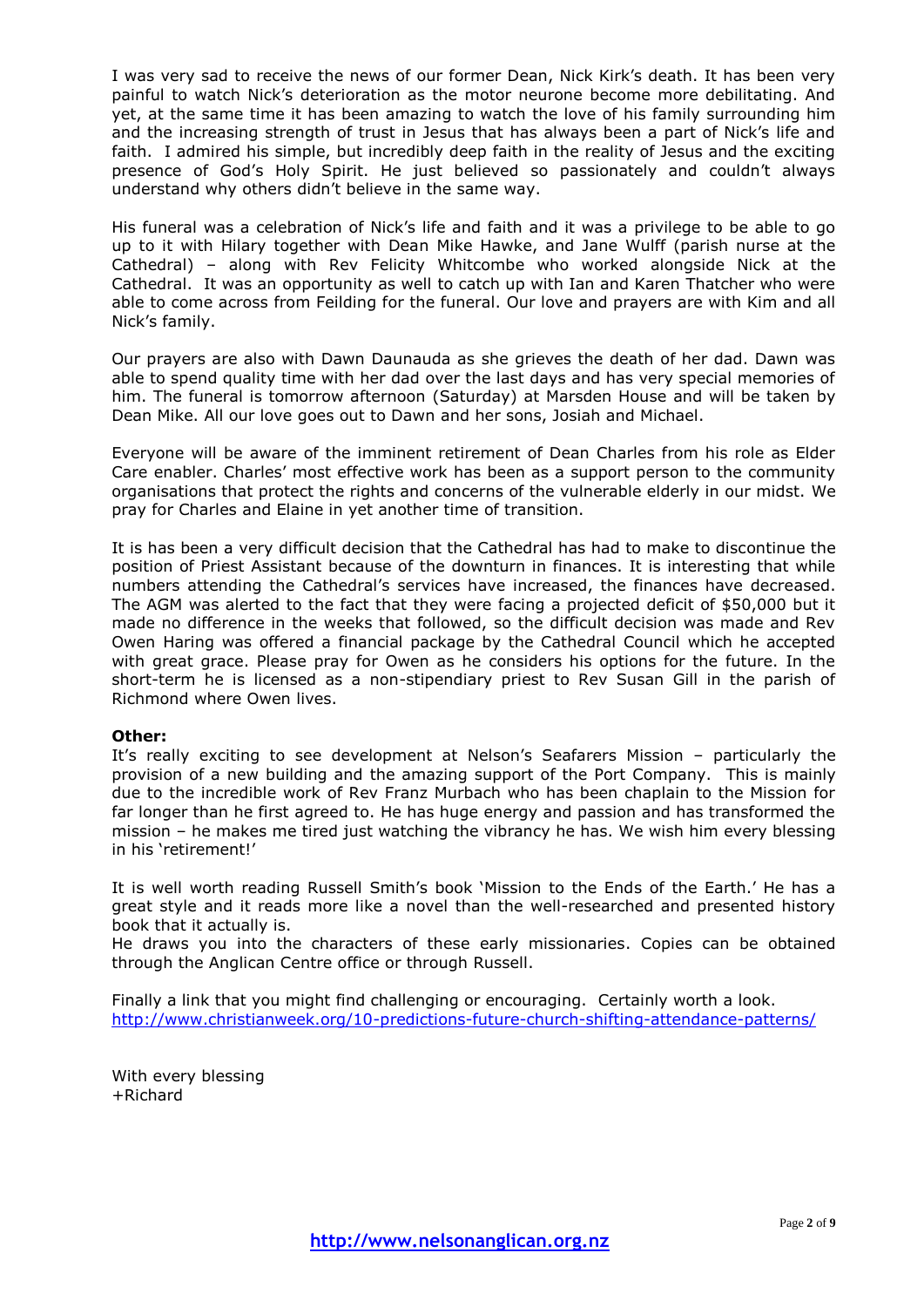I was very sad to receive the news of our former Dean, Nick Kirk's death. It has been very painful to watch Nick's deterioration as the motor neurone become more debilitating. And yet, at the same time it has been amazing to watch the love of his family surrounding him and the increasing strength of trust in Jesus that has always been a part of Nick's life and faith. I admired his simple, but incredibly deep faith in the reality of Jesus and the exciting presence of God's Holy Spirit. He just believed so passionately and couldn't always understand why others didn't believe in the same way.

His funeral was a celebration of Nick's life and faith and it was a privilege to be able to go up to it with Hilary together with Dean Mike Hawke, and Jane Wulff (parish nurse at the Cathedral) – along with Rev Felicity Whitcombe who worked alongside Nick at the Cathedral. It was an opportunity as well to catch up with Ian and Karen Thatcher who were able to come across from Feilding for the funeral. Our love and prayers are with Kim and all Nick's family.

Our prayers are also with Dawn Daunauda as she grieves the death of her dad. Dawn was able to spend quality time with her dad over the last days and has very special memories of him. The funeral is tomorrow afternoon (Saturday) at Marsden House and will be taken by Dean Mike. All our love goes out to Dawn and her sons, Josiah and Michael.

Everyone will be aware of the imminent retirement of Dean Charles from his role as Elder Care enabler. Charles' most effective work has been as a support person to the community organisations that protect the rights and concerns of the vulnerable elderly in our midst. We pray for Charles and Elaine in yet another time of transition.

It is has been a very difficult decision that the Cathedral has had to make to discontinue the position of Priest Assistant because of the downturn in finances. It is interesting that while numbers attending the Cathedral's services have increased, the finances have decreased. The AGM was alerted to the fact that they were facing a projected deficit of $50,000 but it made no difference in the weeks that followed, so the difficult decision was made and Rev Owen Haring was offered a financial package by the Cathedral Council which he accepted with great grace. Please pray for Owen as he considers his options for the future. In the short-term he is licensed as a non-stipendiary priest to Rev Susan Gill in the parish of Richmond where Owen lives.

**Other:**
It's really exciting to see development at Nelson's Seafarers Mission – particularly the provision of a new building and the amazing support of the Port Company. This is mainly due to the incredible work of Rev Franz Murbach who has been chaplain to the Mission for far longer than he first agreed to. He has huge energy and passion and has transformed the mission – he makes me tired just watching the vibrancy he has. We wish him every blessing in his 'retirement!'

It is well worth reading Russell Smith's book 'Mission to the Ends of the Earth.' He has a great style and it reads more like a novel than the well-researched and presented history book that it actually is.
He draws you into the characters of these early missionaries. Copies can be obtained through the Anglican Centre office or through Russell.

Finally a link that you might find challenging or encouraging. Certainly worth a look.
http://www.christianweek.org/10-predictions-future-church-shifting-attendance-patterns/

With every blessing
+Richard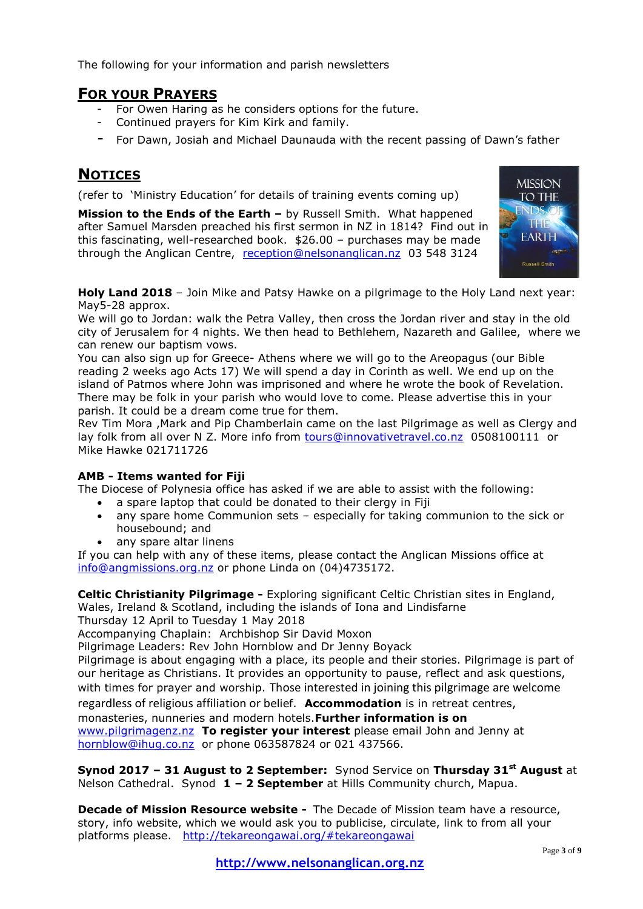The following for your information and parish newsletters

## For your Prayers

- For Owen Haring as he considers options for the future.
- Continued prayers for Kim Kirk and family.
- For Dawn, Josiah and Michael Daunauda with the recent passing of Dawn's father

## Notices

(refer to 'Ministry Education' for details of training events coming up)

**Mission to the Ends of the Earth –** by Russell Smith. What happened after Samuel Marsden preached his first sermon in NZ in 1814? Find out in this fascinating, well-researched book. $26.00 – purchases may be made through the Anglican Centre, reception@nelsonanglican.nz 03 548 3124

**Holy Land 2018** – Join Mike and Patsy Hawke on a pilgrimage to the Holy Land next year: May5-28 approx.
We will go to Jordan: walk the Petra Valley, then cross the Jordan river and stay in the old city of Jerusalem for 4 nights. We then head to Bethlehem, Nazareth and Galilee, where we can renew our baptism vows.
You can also sign up for Greece- Athens where we will go to the Areopagus (our Bible reading 2 weeks ago Acts 17) We will spend a day in Corinth as well. We end up on the island of Patmos where John was imprisoned and where he wrote the book of Revelation.
There may be folk in your parish who would love to come. Please advertise this in your parish. It could be a dream come true for them.
Rev Tim Mora ,Mark and Pip Chamberlain came on the last Pilgrimage as well as Clergy and lay folk from all over N Z. More info from tours@innovativetravel.co.nz 0508100111 or Mike Hawke 021711726

**AMB - Items wanted for Fiji**
The Diocese of Polynesia office has asked if we are able to assist with the following:

- a spare laptop that could be donated to their clergy in Fiji
- any spare home Communion sets – especially for taking communion to the sick or housebound; and
- any spare altar linens

If you can help with any of these items, please contact the Anglican Missions office at info@angmissions.org.nz or phone Linda on (04)4735172.

**Celtic Christianity Pilgrimage -** Exploring significant Celtic Christian sites in England, Wales, Ireland & Scotland, including the islands of Iona and Lindisfarne
Thursday 12 April to Tuesday 1 May 2018
Accompanying Chaplain: Archbishop Sir David Moxon
Pilgrimage Leaders: Rev John Hornblow and Dr Jenny Boyack
Pilgrimage is about engaging with a place, its people and their stories. Pilgrimage is part of our heritage as Christians. It provides an opportunity to pause, reflect and ask questions, with times for prayer and worship. Those interested in joining this pilgrimage are welcome regardless of religious affiliation or belief. **Accommodation** is in retreat centres, monasteries, nunneries and modern hotels.**Further information is on** www.pilgrimagenz.nz **To register your interest** please email John and Jenny at hornblow@ihug.co.nz or phone 063587824 or 021 437566.

**Synod 2017 – 31 August to 2 September:** Synod Service on **Thursday 31st August** at Nelson Cathedral. Synod **1 – 2 September** at Hills Community church, Mapua.

**Decade of Mission Resource website -** The Decade of Mission team have a resource, story, info website, which we would ask you to publicise, circulate, link to from all your platforms please. http://tekareongawai.org/#tekareongawai

**http://www.nelsonanglican.org.nz**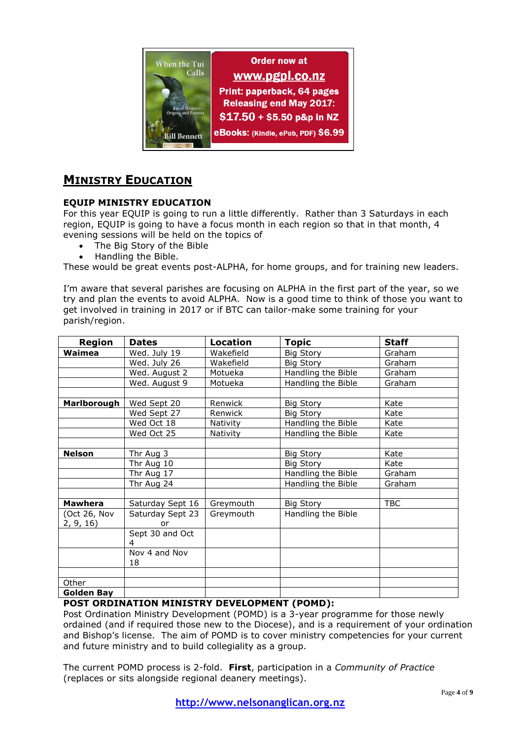When the Tui Calls

Rural Ministry – Origins and Futures

Bill Bennett

Order now at

www.pgpl.co.nz

Print: paperback, 64 pages

Releasing end May 2017:

$17.50 + $5.50 p&p in NZ

eBooks: (Kindle, ePub, PDF) $6.99

## MINISTRY EDUCATION

### EQUIP MINISTRY EDUCATION

For this year EQUIP is going to run a little differently. Rather than 3 Saturdays in each region, EQUIP is going to have a focus month in each region so that in that month, 4 evening sessions will be held on the topics of

- The Big Story of the Bible
- Handling the Bible.

These would be great events post-ALPHA, for home groups, and for training new leaders.

I'm aware that several parishes are focusing on ALPHA in the first part of the year, so we try and plan the events to avoid ALPHA. Now is a good time to think of those you want to get involved in training in 2017 or if BTC can tailor-make some training for your parish/region.

| Region | Dates | Location | Topic | Staff |
|---|---|---|---|---|
| **Waimea** | Wed. July 19 | Wakefield | Big Story | Graham |
| | Wed. July 26 | Wakefield | Big Story | Graham |
| | Wed. August 2 | Motueka | Handling the Bible | Graham |
| | Wed. August 9 | Motueka | Handling the Bible | Graham |
| | | | | |
| **Marlborough** | Wed Sept 20 | Renwick | Big Story | Kate |
| | Wed Sept 27 | Renwick | Big Story | Kate |
| | Wed Oct 18 | Nativity | Handling the Bible | Kate |
| | Wed Oct 25 | Nativity | Handling the Bible | Kate |
| | | | | |
| **Nelson** | Thr Aug 3 | | Big Story | Kate |
| | Thr Aug 10 | | Big Story | Kate |
| | Thr Aug 17 | | Handling the Bible | Graham |
| | Thr Aug 24 | | Handling the Bible | Graham |
| | | | | |
| **Mawhera** | Saturday Sept 16 | Greymouth | Big Story | TBC |
| (Oct 26, Nov 2, 9, 16) | Saturday Sept 23 or | Greymouth | Handling the Bible | |
| | Sept 30 and Oct 4 | | | |
| | Nov 4 and Nov 18 | | | |
| | | | | |
| Other | | | | |
| **Golden Bay** | | | | |

### POST ORDINATION MINISTRY DEVELOPMENT (POMD):

Post Ordination Ministry Development (POMD) is a 3-year programme for those newly ordained (and if required those new to the Diocese), and is a requirement of your ordination and Bishop's license. The aim of POMD is to cover ministry competencies for your current and future ministry and to build collegiality as a group.

The current POMD process is 2-fold. **First**, participation in a *Community of Practice* (replaces or sits alongside regional deanery meetings).

http://www.nelsonanglican.org.nz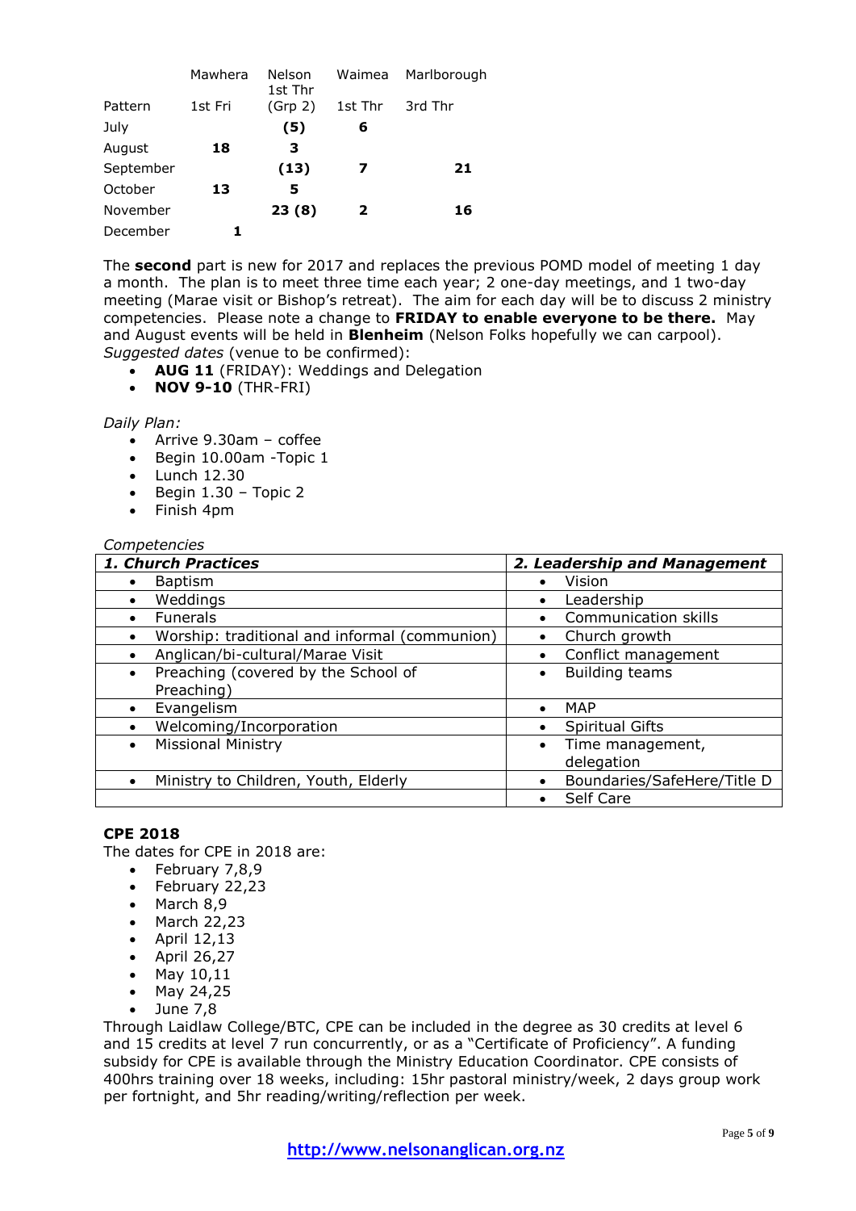|  | Mawhera | Nelson 1st Thr | Waimea | Marlborough |
|---|---|---|---|---|
| Pattern | 1st Fri | (Grp 2) | 1st Thr | 3rd Thr |
| July |  | **(5)** | **6** |  |
| August | **18** | **3** |  |  |
| September |  | **(13)** | **7** | **21** |
| October | **13** | **5** |  |  |
| November |  | **23 (8)** | **2** | **16** |
| December | **1** |  |  |  |

The **second** part is new for 2017 and replaces the previous POMD model of meeting 1 day a month. The plan is to meet three time each year; 2 one-day meetings, and 1 two-day meeting (Marae visit or Bishop's retreat). The aim for each day will be to discuss 2 ministry competencies. Please note a change to **FRIDAY to enable everyone to be there.** May and August events will be held in **Blenheim** (Nelson Folks hopefully we can carpool). *Suggested dates* (venue to be confirmed):

- **AUG 11** (FRIDAY): Weddings and Delegation
- **NOV 9-10** (THR-FRI)

*Daily Plan:*

- Arrive 9.30am – coffee
- Begin 10.00am -Topic 1
- Lunch 12.30
- Begin 1.30 – Topic 2
- Finish 4pm

*Competencies*

| ***1. Church Practices*** | ***2. Leadership and Management*** |
|---|---|
| • Baptism | • Vision |
| • Weddings | • Leadership |
| • Funerals | • Communication skills |
| • Worship: traditional and informal (communion) | • Church growth |
| • Anglican/bi-cultural/Marae Visit | • Conflict management |
| • Preaching (covered by the School of Preaching) | • Building teams |
| • Evangelism | • MAP |
| • Welcoming/Incorporation | • Spiritual Gifts |
| • Missional Ministry | • Time management, delegation |
| • Ministry to Children, Youth, Elderly | • Boundaries/SafeHere/Title D |
|  | • Self Care |

**CPE 2018**

The dates for CPE in 2018 are:

- February 7,8,9
- February 22,23
- March 8,9
- March 22,23
- April 12,13
- April 26,27
- May 10,11
- May 24,25
- June 7,8

Through Laidlaw College/BTC, CPE can be included in the degree as 30 credits at level 6 and 15 credits at level 7 run concurrently, or as a "Certificate of Proficiency". A funding subsidy for CPE is available through the Ministry Education Coordinator. CPE consists of 400hrs training over 18 weeks, including: 15hr pastoral ministry/week, 2 days group work per fortnight, and 5hr reading/writing/reflection per week.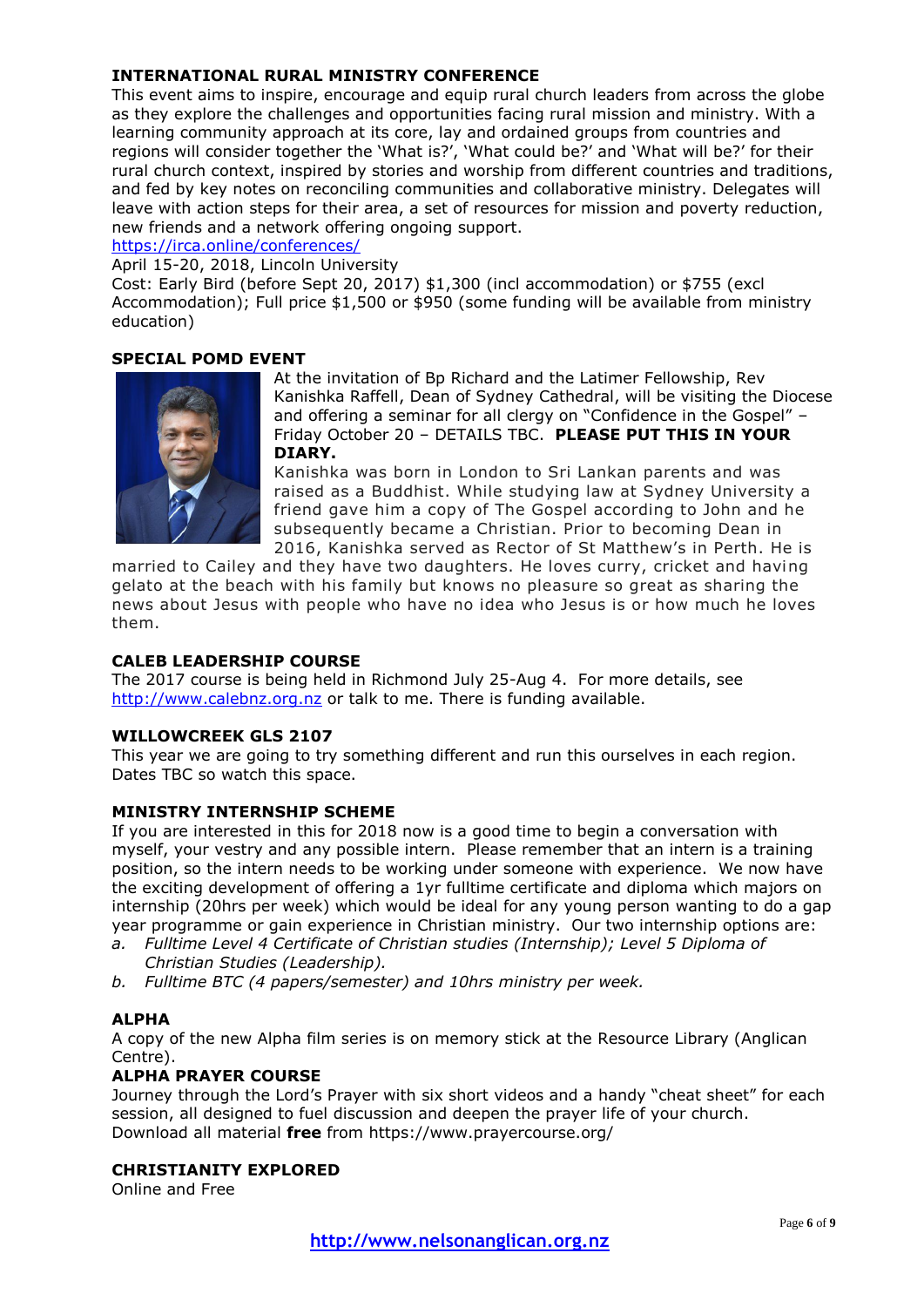**INTERNATIONAL RURAL MINISTRY CONFERENCE**

This event aims to inspire, encourage and equip rural church leaders from across the globe as they explore the challenges and opportunities facing rural mission and ministry. With a learning community approach at its core, lay and ordained groups from countries and regions will consider together the 'What is?', 'What could be?' and 'What will be?' for their rural church context, inspired by stories and worship from different countries and traditions, and fed by key notes on reconciling communities and collaborative ministry. Delegates will leave with action steps for their area, a set of resources for mission and poverty reduction, new friends and a network offering ongoing support.

https://irca.online/conferences/

April 15-20, 2018, Lincoln University

Cost: Early Bird (before Sept 20, 2017) $1,300 (incl accommodation) or $755 (excl Accommodation); Full price $1,500 or $950 (some funding will be available from ministry education)

**SPECIAL POMD EVENT**

At the invitation of Bp Richard and the Latimer Fellowship, Rev Kanishka Raffell, Dean of Sydney Cathedral, will be visiting the Diocese and offering a seminar for all clergy on "Confidence in the Gospel" – Friday October 20 – DETAILS TBC. **PLEASE PUT THIS IN YOUR DIARY.**

Kanishka was born in London to Sri Lankan parents and was raised as a Buddhist. While studying law at Sydney University a friend gave him a copy of The Gospel according to John and he subsequently became a Christian. Prior to becoming Dean in 2016, Kanishka served as Rector of St Matthew's in Perth. He is married to Cailey and they have two daughters. He loves curry, cricket and having gelato at the beach with his family but knows no pleasure so great as sharing the news about Jesus with people who have no idea who Jesus is or how much he loves them.

**CALEB LEADERSHIP COURSE**

The 2017 course is being held in Richmond July 25-Aug 4. For more details, see http://www.calebnz.org.nz or talk to me. There is funding available.

**WILLOWCREEK GLS 2107**

This year we are going to try something different and run this ourselves in each region. Dates TBC so watch this space.

**MINISTRY INTERNSHIP SCHEME**

If you are interested in this for 2018 now is a good time to begin a conversation with myself, your vestry and any possible intern. Please remember that an intern is a training position, so the intern needs to be working under someone with experience. We now have the exciting development of offering a 1yr fulltime certificate and diploma which majors on internship (20hrs per week) which would be ideal for any young person wanting to do a gap year programme or gain experience in Christian ministry. Our two internship options are:

a. *Fulltime Level 4 Certificate of Christian studies (Internship); Level 5 Diploma of Christian Studies (Leadership).*
b. *Fulltime BTC (4 papers/semester) and 10hrs ministry per week.*

**ALPHA**

A copy of the new Alpha film series is on memory stick at the Resource Library (Anglican Centre).

**ALPHA PRAYER COURSE**

Journey through the Lord's Prayer with six short videos and a handy "cheat sheet" for each session, all designed to fuel discussion and deepen the prayer life of your church. Download all material **free** from https://www.prayercourse.org/

**CHRISTIANITY EXPLORED**

Online and Free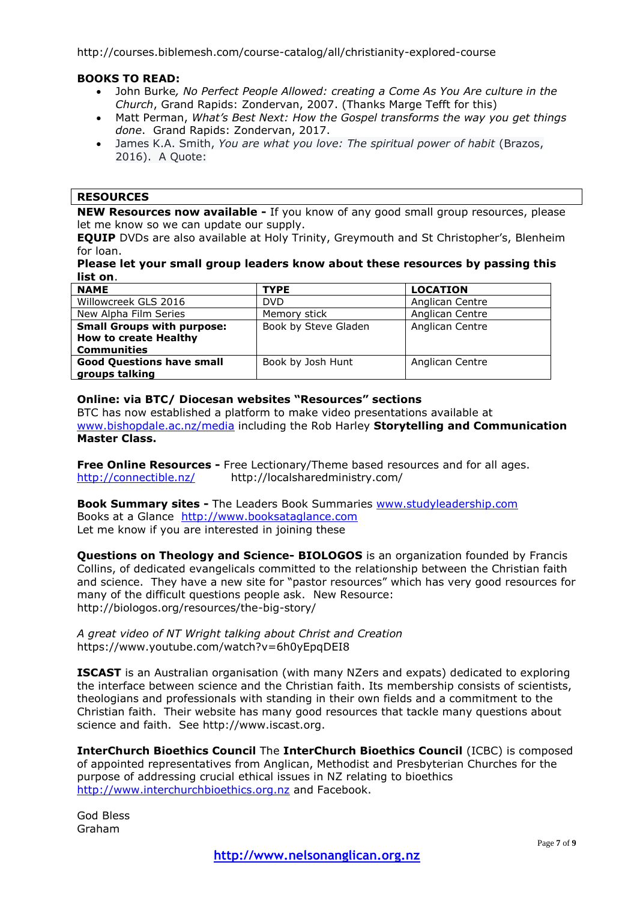http://courses.biblemesh.com/course-catalog/all/christianity-explored-course

**BOOKS TO READ:**

- John Burke, *No Perfect People Allowed: creating a Come As You Are culture in the Church*, Grand Rapids: Zondervan, 2007. (Thanks Marge Tefft for this)
- Matt Perman, *What's Best Next: How the Gospel transforms the way you get things done*. Grand Rapids: Zondervan, 2017.
- James K.A. Smith, *You are what you love: The spiritual power of habit* (Brazos, 2016). A Quote:

## RESOURCES

**NEW Resources now available -** If you know of any good small group resources, please let me know so we can update our supply.

**EQUIP** DVDs are also available at Holy Trinity, Greymouth and St Christopher's, Blenheim for loan.

**Please let your small group leaders know about these resources by passing this list on**.

| NAME | TYPE | LOCATION |
|---|---|---|
| Willowcreek GLS 2016 | DVD | Anglican Centre |
| New Alpha Film Series | Memory stick | Anglican Centre |
| **Small Groups with purpose: How to create Healthy Communities** | Book by Steve Gladen | Anglican Centre |
| **Good Questions have small groups talking** | Book by Josh Hunt | Anglican Centre |

**Online: via BTC/ Diocesan websites "Resources" sections**

BTC has now established a platform to make video presentations available at www.bishopdale.ac.nz/media including the Rob Harley **Storytelling and Communication Master Class.**

**Free Online Resources -** Free Lectionary/Theme based resources and for all ages.
http://connectible.nz/ http://localsharedministry.com/

**Book Summary sites -** The Leaders Book Summaries www.studyleadership.com
Books at a Glance http://www.booksataglance.com
Let me know if you are interested in joining these

**Questions on Theology and Science- BIOLOGOS** is an organization founded by Francis Collins, of dedicated evangelicals committed to the relationship between the Christian faith and science. They have a new site for "pastor resources" which has very good resources for many of the difficult questions people ask. New Resource: http://biologos.org/resources/the-big-story/

*A great video of NT Wright talking about Christ and Creation*
https://www.youtube.com/watch?v=6h0yEpqDEI8

**ISCAST** is an Australian organisation (with many NZers and expats) dedicated to exploring the interface between science and the Christian faith. Its membership consists of scientists, theologians and professionals with standing in their own fields and a commitment to the Christian faith. Their website has many good resources that tackle many questions about science and faith. See http://www.iscast.org.

**InterChurch Bioethics Council** The **InterChurch Bioethics Council** (ICBC) is composed of appointed representatives from Anglican, Methodist and Presbyterian Churches for the purpose of addressing crucial ethical issues in NZ relating to bioethics http://www.interchurchbioethics.org.nz and Facebook.

God Bless
Graham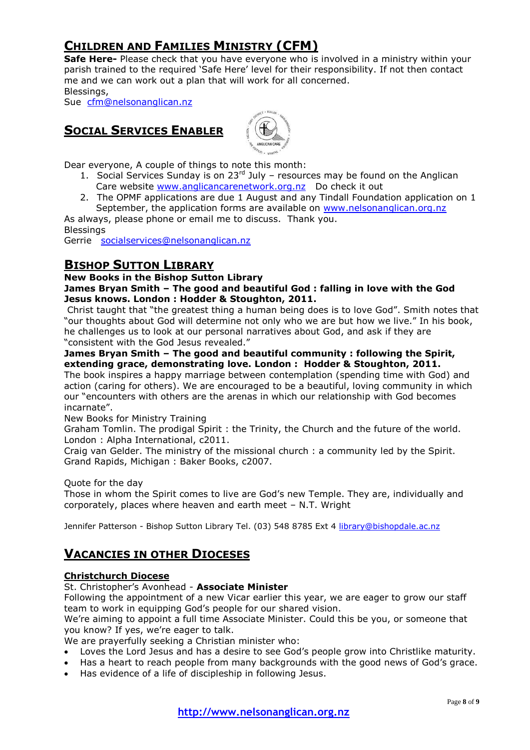## Children and Families Ministry (CFM)

**Safe Here-** Please check that you have everyone who is involved in a ministry within your parish trained to the required 'Safe Here' level for their responsibility. If not then contact me and we can work out a plan that will work for all concerned.
Blessings,
Sue cfm@nelsonanglican.nz

## Social Services Enabler

Dear everyone, A couple of things to note this month:

1. Social Services Sunday is on 23rd July – resources may be found on the Anglican Care website www.anglicancarenetwork.org.nz Do check it out
2. The OPMF applications are due 1 August and any Tindall Foundation application on 1 September, the application forms are available on www.nelsonanglican.org.nz

As always, please phone or email me to discuss. Thank you.
Blessings
Gerrie socialservices@nelsonanglican.nz

## Bishop Sutton Library

**New Books in the Bishop Sutton Library**

**James Bryan Smith – The good and beautiful God : falling in love with the God Jesus knows. London : Hodder & Stoughton, 2011.**

Christ taught that "the greatest thing a human being does is to love God". Smith notes that "our thoughts about God will determine not only who we are but how we live." In his book, he challenges us to look at our personal narratives about God, and ask if they are "consistent with the God Jesus revealed."

**James Bryan Smith – The good and beautiful community : following the Spirit, extending grace, demonstrating love. London : Hodder & Stoughton, 2011.**

The book inspires a happy marriage between contemplation (spending time with God) and action (caring for others). We are encouraged to be a beautiful, loving community in which our "encounters with others are the arenas in which our relationship with God becomes incarnate".

New Books for Ministry Training

Graham Tomlin. The prodigal Spirit : the Trinity, the Church and the future of the world. London : Alpha International, c2011.

Craig van Gelder. The ministry of the missional church : a community led by the Spirit. Grand Rapids, Michigan : Baker Books, c2007.

Quote for the day

Those in whom the Spirit comes to live are God's new Temple. They are, individually and corporately, places where heaven and earth meet – N.T. Wright

Jennifer Patterson - Bishop Sutton Library Tel. (03) 548 8785 Ext 4 library@bishopdale.ac.nz

## Vacancies in other Dioceses

### Christchurch Diocese

St. Christopher's Avonhead - **Associate Minister**

Following the appointment of a new Vicar earlier this year, we are eager to grow our staff team to work in equipping God's people for our shared vision.

We're aiming to appoint a full time Associate Minister. Could this be you, or someone that you know? If yes, we're eager to talk.

We are prayerfully seeking a Christian minister who:

- Loves the Lord Jesus and has a desire to see God's people grow into Christlike maturity.
- Has a heart to reach people from many backgrounds with the good news of God's grace.
- Has evidence of a life of discipleship in following Jesus.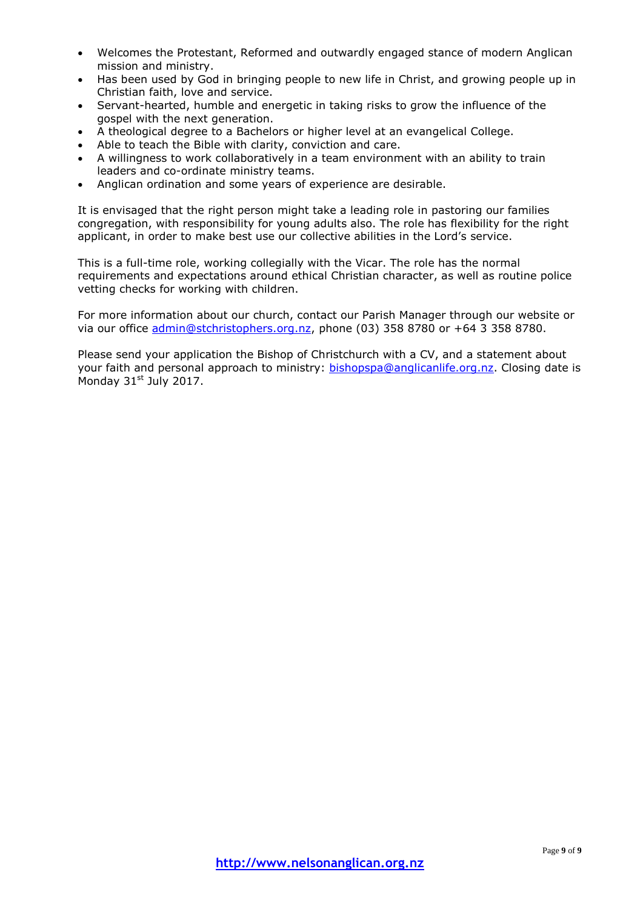- Welcomes the Protestant, Reformed and outwardly engaged stance of modern Anglican mission and ministry.
- Has been used by God in bringing people to new life in Christ, and growing people up in Christian faith, love and service.
- Servant-hearted, humble and energetic in taking risks to grow the influence of the gospel with the next generation.
- A theological degree to a Bachelors or higher level at an evangelical College.
- Able to teach the Bible with clarity, conviction and care.
- A willingness to work collaboratively in a team environment with an ability to train leaders and co-ordinate ministry teams.
- Anglican ordination and some years of experience are desirable.

It is envisaged that the right person might take a leading role in pastoring our families congregation, with responsibility for young adults also. The role has flexibility for the right applicant, in order to make best use our collective abilities in the Lord's service.

This is a full-time role, working collegially with the Vicar. The role has the normal requirements and expectations around ethical Christian character, as well as routine police vetting checks for working with children.

For more information about our church, contact our Parish Manager through our website or via our office admin@stchristophers.org.nz, phone (03) 358 8780 or +64 3 358 8780.

Please send your application the Bishop of Christchurch with a CV, and a statement about your faith and personal approach to ministry: bishopspa@anglicanlife.org.nz. Closing date is Monday 31st July 2017.